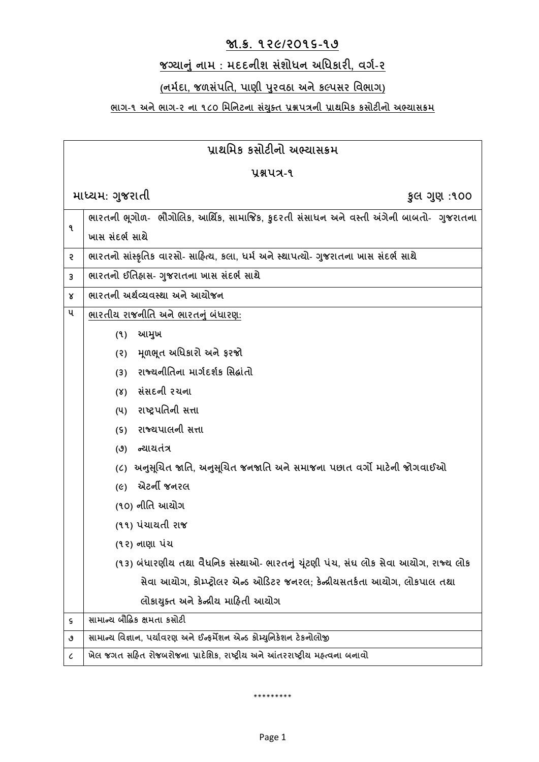# **જા.ક્ર. ૧૨૯/૨૦૧૬-૧૭**

## **જગ્યાનું નામ : મદદનીશ સંશોધન અધિકારી, વર્ગ-૨**

### **(નર્મદા, જળસંપતિ, પાણી પુરવઠા અને કલ્પસર વિભાગ)**

**ભાગ-૧ અને ભાગ-૨ ના ૧૮૦ મિનિટના સંયુક્ત પ્રશ્નપત્રની પ્રાથમિક કસોટીનો અભ્યાસક્રમ**

| **પ્રાથમિક કસોટીનો અભ્યાસક્રમ**<br>**પ્રશ્નપત્ર-૧**<br>**માધ્યમ: ગુજરાતી** **કુલ ગુણ :૧૦૦** | |
|---|---|
| ૧ | ભારતની ભૂગોળ- ભૌગોલિક, આર્થિક, સામાજિક, કુદરતી સંસાધન અને વસ્તી અંગેની બાબતો- ગુજરાતના ખાસ સંદર્ભ સાથે |
| ૨ | ભારતનો સાંસ્કૃતિક વારસો- સાહિત્ય, કલા, ધર્મ અને સ્થાપત્યો- ગુજરાતના ખાસ સંદર્ભ સાથે |
| ૩ | ભારતનો ઈતિહાસ- ગુજરાતના ખાસ સંદર્ભ સાથે |
| ૪ | ભારતની અર્થવ્યવસ્થા અને આયોજન |
| ૫ | ભારતીય રાજનીતિ અને ભારતનું બંધારણ:<br>(૧) આમુખ<br>(૨) મૂળભૂત અધિકારો અને ફરજો<br>(૩) રાજ્યનીતિના માર્ગદર્શક સિદ્ધાંતો<br>(૪) સંસદની રચના<br>(૫) રાષ્ટ્રપતિની સત્તા<br>(૬) રાજ્યપાલની સત્તા<br>(૭) ન્યાયતંત્ર<br>(૮) અનુસૂચિત જાતિ, અનુસૂચિત જનજાતિ અને સમાજના પછાત વર્ગો માટેની જોગવાઈઓ<br>(૯) એટર્ની જનરલ<br>(૧૦) નીતિ આયોગ<br>(૧૧) પંચાયતી રાજ<br>(૧૨) નાણા પંચ<br>(૧૩) બંધારણીય તથા વૈધનિક સંસ્થાઓ- ભારતનું ચૂંટણી પંચ, સંઘ લોક સેવા આયોગ, રાજ્ય લોક સેવા આયોગ, કોમ્પ્ટ્રોલર એન્ડ ઓડિટર જનરલ; કેન્દ્રીયસતર્કતા આયોગ, લોકપાલ તથા લોકાયુક્ત અને કેન્દ્રીય માહિતી આયોગ |
| ૬ | સામાન્ય બૌદ્ધિક ક્ષમતા કસોટી |
| ૭ | સામાન્ય વિજ્ઞાન, પર્યાવરણ અને ઈન્ફર્મેશન એન્ડ કોમ્યુનિકેશન ટેકનોલોજી |
| ૮ | ખેલ જગત સહિત રોજબરોજના પ્રાદેશિક, રાષ્ટ્રીય અને આંતરરાષ્ટ્રીય મહત્વના બનાવો |

*********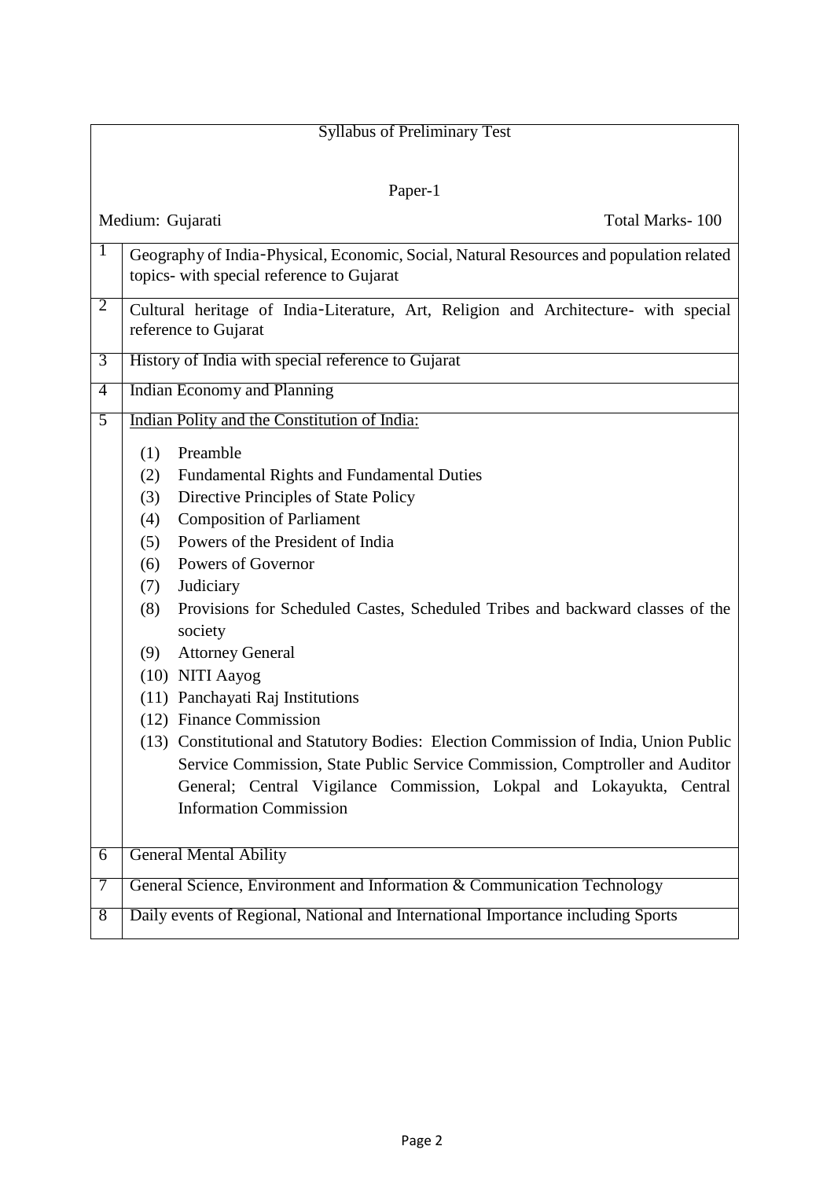## Syllabus of Preliminary Test

### Paper-1

Medium: Gujarati — Total Marks- 100

| No. | Topic |
|---|---|
| 1 | Geography of India-Physical, Economic, Social, Natural Resources and population related topics- with special reference to Gujarat |
| 2 | Cultural heritage of India-Literature, Art, Religion and Architecture- with special reference to Gujarat |
| 3 | History of India with special reference to Gujarat |
| 4 | Indian Economy and Planning |
| 5 | <u>Indian Polity and the Constitution of India:</u><br>(1) Preamble<br>(2) Fundamental Rights and Fundamental Duties<br>(3) Directive Principles of State Policy<br>(4) Composition of Parliament<br>(5) Powers of the President of India<br>(6) Powers of Governor<br>(7) Judiciary<br>(8) Provisions for Scheduled Castes, Scheduled Tribes and backward classes of the society<br>(9) Attorney General<br>(10) NITI Aayog<br>(11) Panchayati Raj Institutions<br>(12) Finance Commission<br>(13) Constitutional and Statutory Bodies: Election Commission of India, Union Public Service Commission, State Public Service Commission, Comptroller and Auditor General; Central Vigilance Commission, Lokpal and Lokayukta, Central Information Commission |
| 6 | General Mental Ability |
| 7 | General Science, Environment and Information & Communication Technology |
| 8 | Daily events of Regional, National and International Importance including Sports |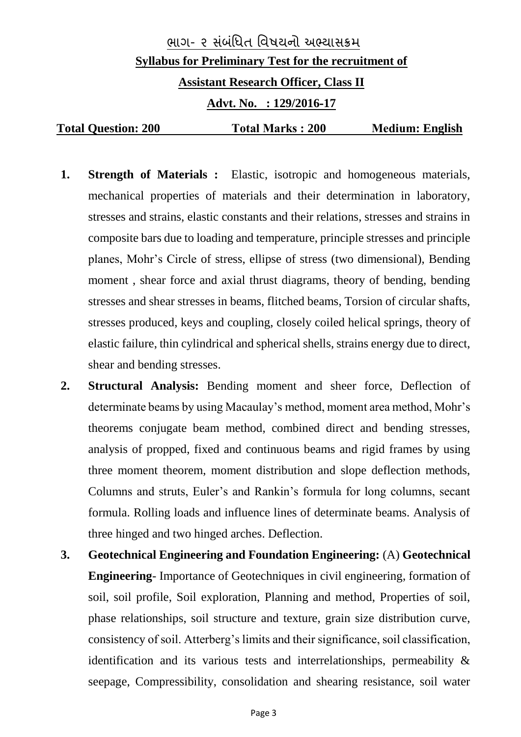# ભાગ- ૨ સંબંધિત વિષયનો અભ્યાસક્રમ

## Syllabus for Preliminary Test for the recruitment of

## Assistant Research Officer, Class II

## Advt. No. : 129/2016-17

**Total Question: 200** **Total Marks : 200** **Medium: English**

1. **Strength of Materials :** Elastic, isotropic and homogeneous materials, mechanical properties of materials and their determination in laboratory, stresses and strains, elastic constants and their relations, stresses and strains in composite bars due to loading and temperature, principle stresses and principle planes, Mohr's Circle of stress, ellipse of stress (two dimensional), Bending moment , shear force and axial thrust diagrams, theory of bending, bending stresses and shear stresses in beams, flitched beams, Torsion of circular shafts, stresses produced, keys and coupling, closely coiled helical springs, theory of elastic failure, thin cylindrical and spherical shells, strains energy due to direct, shear and bending stresses.
2. **Structural Analysis:** Bending moment and sheer force, Deflection of determinate beams by using Macaulay's method, moment area method, Mohr's theorems conjugate beam method, combined direct and bending stresses, analysis of propped, fixed and continuous beams and rigid frames by using three moment theorem, moment distribution and slope deflection methods, Columns and struts, Euler's and Rankin's formula for long columns, secant formula. Rolling loads and influence lines of determinate beams. Analysis of three hinged and two hinged arches. Deflection.
3. **Geotechnical Engineering and Foundation Engineering:** (A) **Geotechnical Engineering**- Importance of Geotechniques in civil engineering, formation of soil, soil profile, Soil exploration, Planning and method, Properties of soil, phase relationships, soil structure and texture, grain size distribution curve, consistency of soil. Atterberg's limits and their significance, soil classification, identification and its various tests and interrelationships, permeability & seepage, Compressibility, consolidation and shearing resistance, soil water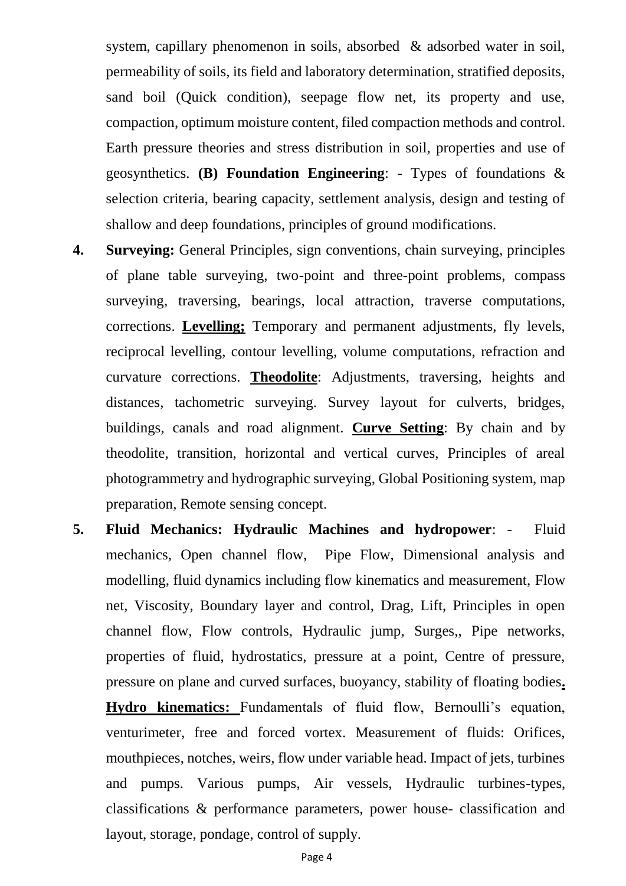system, capillary phenomenon in soils, absorbed & adsorbed water in soil, permeability of soils, its field and laboratory determination, stratified deposits, sand boil (Quick condition), seepage flow net, its property and use, compaction, optimum moisture content, filed compaction methods and control. Earth pressure theories and stress distribution in soil, properties and use of geosynthetics. **(B) Foundation Engineering**: - Types of foundations & selection criteria, bearing capacity, settlement analysis, design and testing of shallow and deep foundations, principles of ground modifications.

4. **Surveying:** General Principles, sign conventions, chain surveying, principles of plane table surveying, two-point and three-point problems, compass surveying, traversing, bearings, local attraction, traverse computations, corrections. **<u>Levelling;</u>** Temporary and permanent adjustments, fly levels, reciprocal levelling, contour levelling, volume computations, refraction and curvature corrections. **<u>Theodolite</u>**: Adjustments, traversing, heights and distances, tachometric surveying. Survey layout for culverts, bridges, buildings, canals and road alignment. **<u>Curve Setting</u>**: By chain and by theodolite, transition, horizontal and vertical curves, Principles of areal photogrammetry and hydrographic surveying, Global Positioning system, map preparation, Remote sensing concept.

5. **Fluid Mechanics: Hydraulic Machines and hydropower**: - Fluid mechanics, Open channel flow, Pipe Flow, Dimensional analysis and modelling, fluid dynamics including flow kinematics and measurement, Flow net, Viscosity, Boundary layer and control, Drag, Lift, Principles in open channel flow, Flow controls, Hydraulic jump, Surges,, Pipe networks, properties of fluid, hydrostatics, pressure at a point, Centre of pressure, pressure on plane and curved surfaces, buoyancy, stability of floating bodies**.** **<u>Hydro kinematics:</u>** Fundamentals of fluid flow, Bernoulli's equation, venturimeter, free and forced vortex. Measurement of fluids: Orifices, mouthpieces, notches, weirs, flow under variable head. Impact of jets, turbines and pumps. Various pumps, Air vessels, Hydraulic turbines-types, classifications & performance parameters, power house- classification and layout, storage, pondage, control of supply.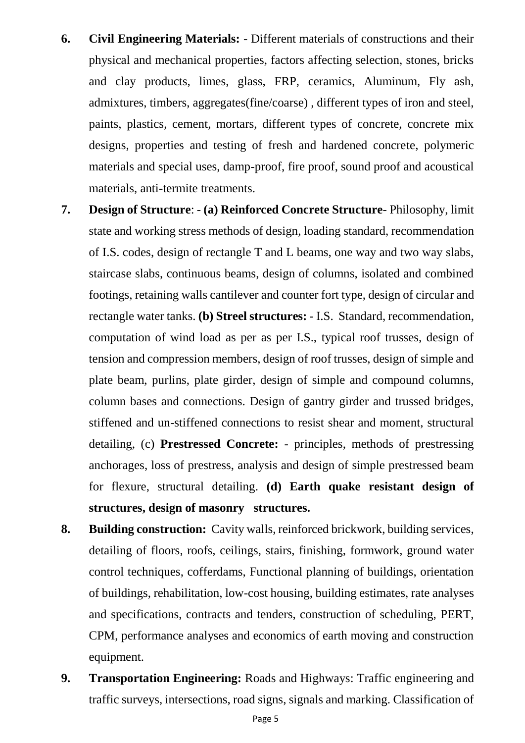6. **Civil Engineering Materials:** - Different materials of constructions and their physical and mechanical properties, factors affecting selection, stones, bricks and clay products, limes, glass, FRP, ceramics, Aluminum, Fly ash, admixtures, timbers, aggregates(fine/coarse) , different types of iron and steel, paints, plastics, cement, mortars, different types of concrete, concrete mix designs, properties and testing of fresh and hardened concrete, polymeric materials and special uses, damp-proof, fire proof, sound proof and acoustical materials, anti-termite treatments.

7. **Design of Structure**: - **(a) Reinforced Concrete Structure**- Philosophy, limit state and working stress methods of design, loading standard, recommendation of I.S. codes, design of rectangle T and L beams, one way and two way slabs, staircase slabs, continuous beams, design of columns, isolated and combined footings, retaining walls cantilever and counter fort type, design of circular and rectangle water tanks. **(b) Streel structures:** - I.S. Standard, recommendation, computation of wind load as per as per I.S., typical roof trusses, design of tension and compression members, design of roof trusses, design of simple and plate beam, purlins, plate girder, design of simple and compound columns, column bases and connections. Design of gantry girder and trussed bridges, stiffened and un-stiffened connections to resist shear and moment, structural detailing, (c) **Prestressed Concrete:** - principles, methods of prestressing anchorages, loss of prestress, analysis and design of simple prestressed beam for flexure, structural detailing. **(d) Earth quake resistant design of structures, design of masonry structures.**

8. **Building construction:** Cavity walls, reinforced brickwork, building services, detailing of floors, roofs, ceilings, stairs, finishing, formwork, ground water control techniques, cofferdams, Functional planning of buildings, orientation of buildings, rehabilitation, low-cost housing, building estimates, rate analyses and specifications, contracts and tenders, construction of scheduling, PERT, CPM, performance analyses and economics of earth moving and construction equipment.

9. **Transportation Engineering:** Roads and Highways: Traffic engineering and traffic surveys, intersections, road signs, signals and marking. Classification of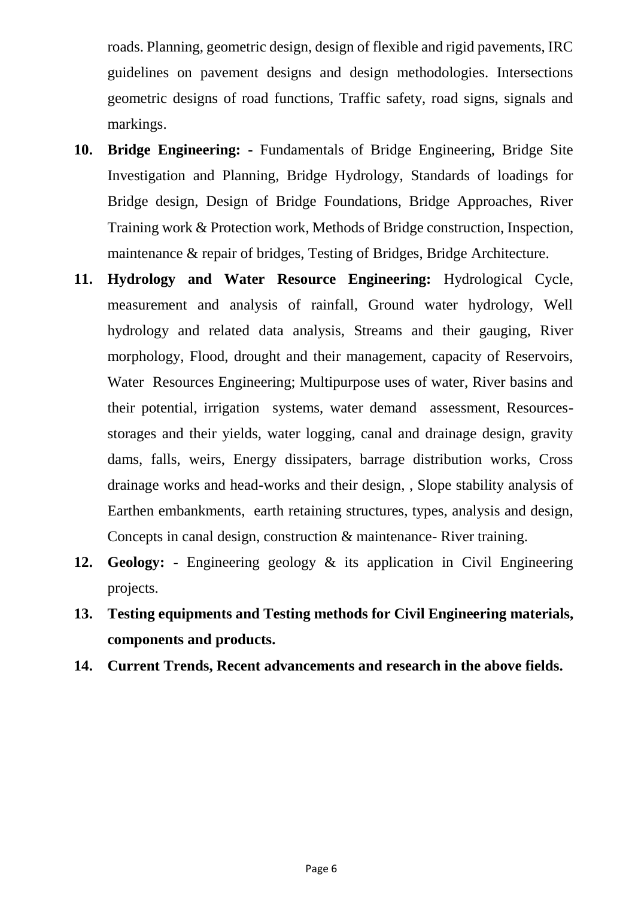roads. Planning, geometric design, design of flexible and rigid pavements, IRC guidelines on pavement designs and design methodologies. Intersections geometric designs of road functions, Traffic safety, road signs, signals and markings.

10. **Bridge Engineering: -** Fundamentals of Bridge Engineering, Bridge Site Investigation and Planning, Bridge Hydrology, Standards of loadings for Bridge design, Design of Bridge Foundations, Bridge Approaches, River Training work & Protection work, Methods of Bridge construction, Inspection, maintenance & repair of bridges, Testing of Bridges, Bridge Architecture.

11. **Hydrology and Water Resource Engineering:** Hydrological Cycle, measurement and analysis of rainfall, Ground water hydrology, Well hydrology and related data analysis, Streams and their gauging, River morphology, Flood, drought and their management, capacity of Reservoirs, Water Resources Engineering; Multipurpose uses of water, River basins and their potential, irrigation systems, water demand assessment, Resources-storages and their yields, water logging, canal and drainage design, gravity dams, falls, weirs, Energy dissipaters, barrage distribution works, Cross drainage works and head-works and their design, , Slope stability analysis of Earthen embankments, earth retaining structures, types, analysis and design, Concepts in canal design, construction & maintenance- River training.

12. **Geology: -** Engineering geology & its application in Civil Engineering projects.

13. **Testing equipments and Testing methods for Civil Engineering materials, components and products.**

14. **Current Trends, Recent advancements and research in the above fields.**